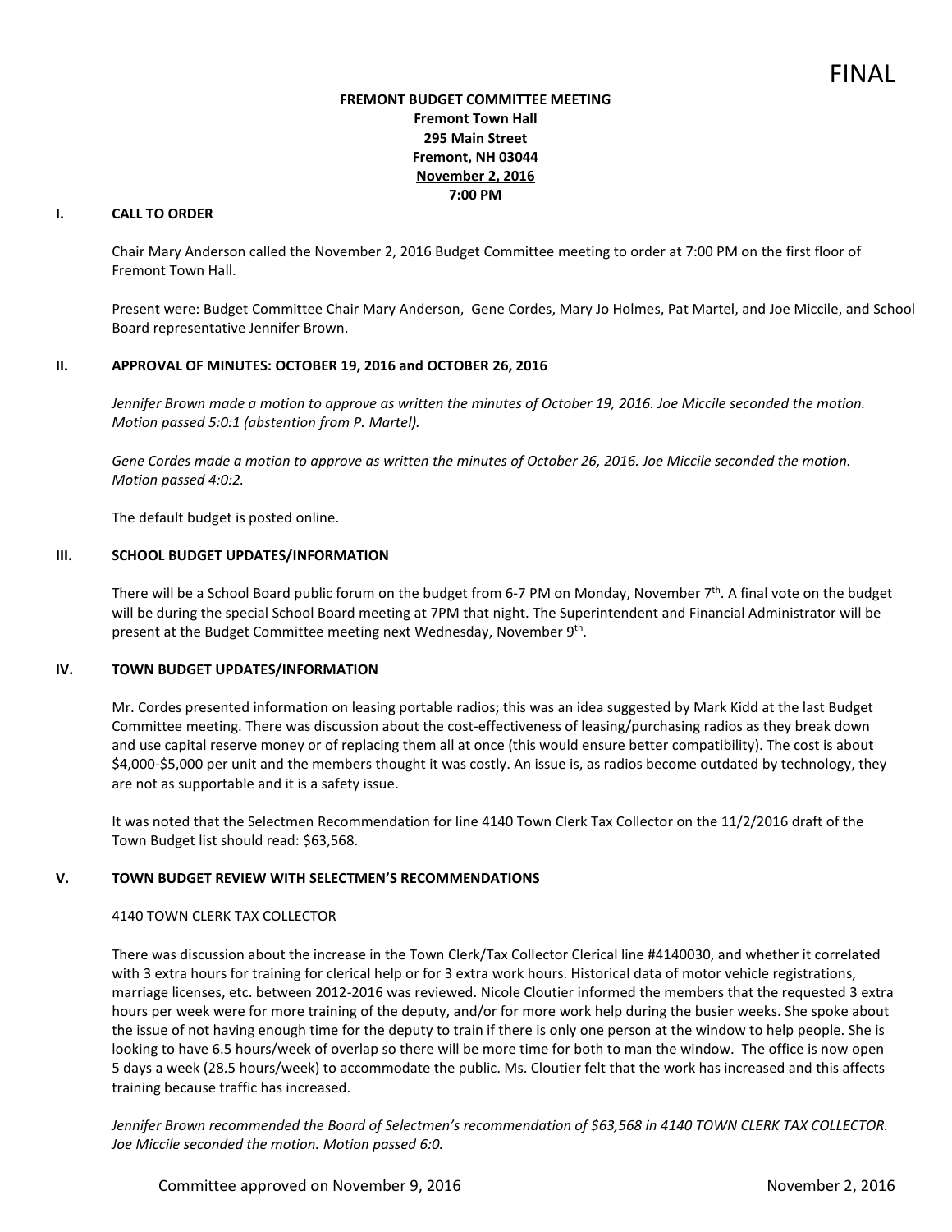FINAL

**FREMONT BUDGET COMMITTEE MEETING**
**Fremont Town Hall**
**295 Main Street**
**Fremont, NH 03044**
**November 2, 2016**
**7:00 PM**

## I. CALL TO ORDER

Chair Mary Anderson called the November 2, 2016 Budget Committee meeting to order at 7:00 PM on the first floor of Fremont Town Hall.

Present were: Budget Committee Chair Mary Anderson, Gene Cordes, Mary Jo Holmes, Pat Martel, and Joe Miccile, and School Board representative Jennifer Brown.

## II. APPROVAL OF MINUTES: OCTOBER 19, 2016 and OCTOBER 26, 2016

*Jennifer Brown made a motion to approve as written the minutes of October 19, 2016. Joe Miccile seconded the motion. Motion passed 5:0:1 (abstention from P. Martel).*

*Gene Cordes made a motion to approve as written the minutes of October 26, 2016. Joe Miccile seconded the motion. Motion passed 4:0:2.*

The default budget is posted online.

## III. SCHOOL BUDGET UPDATES/INFORMATION

There will be a School Board public forum on the budget from 6-7 PM on Monday, November 7th. A final vote on the budget will be during the special School Board meeting at 7PM that night. The Superintendent and Financial Administrator will be present at the Budget Committee meeting next Wednesday, November 9th.

## IV. TOWN BUDGET UPDATES/INFORMATION

Mr. Cordes presented information on leasing portable radios; this was an idea suggested by Mark Kidd at the last Budget Committee meeting. There was discussion about the cost-effectiveness of leasing/purchasing radios as they break down and use capital reserve money or of replacing them all at once (this would ensure better compatibility). The cost is about $4,000-$5,000 per unit and the members thought it was costly. An issue is, as radios become outdated by technology, they are not as supportable and it is a safety issue.

It was noted that the Selectmen Recommendation for line 4140 Town Clerk Tax Collector on the 11/2/2016 draft of the Town Budget list should read: $63,568.

## V. TOWN BUDGET REVIEW WITH SELECTMEN'S RECOMMENDATIONS

4140 TOWN CLERK TAX COLLECTOR

There was discussion about the increase in the Town Clerk/Tax Collector Clerical line #4140030, and whether it correlated with 3 extra hours for training for clerical help or for 3 extra work hours. Historical data of motor vehicle registrations, marriage licenses, etc. between 2012-2016 was reviewed. Nicole Cloutier informed the members that the requested 3 extra hours per week were for more training of the deputy, and/or for more work help during the busier weeks. She spoke about the issue of not having enough time for the deputy to train if there is only one person at the window to help people. She is looking to have 6.5 hours/week of overlap so there will be more time for both to man the window. The office is now open 5 days a week (28.5 hours/week) to accommodate the public. Ms. Cloutier felt that the work has increased and this affects training because traffic has increased.

*Jennifer Brown recommended the Board of Selectmen's recommendation of $63,568 in 4140 TOWN CLERK TAX COLLECTOR. Joe Miccile seconded the motion. Motion passed 6:0.*

Committee approved on November 9, 2016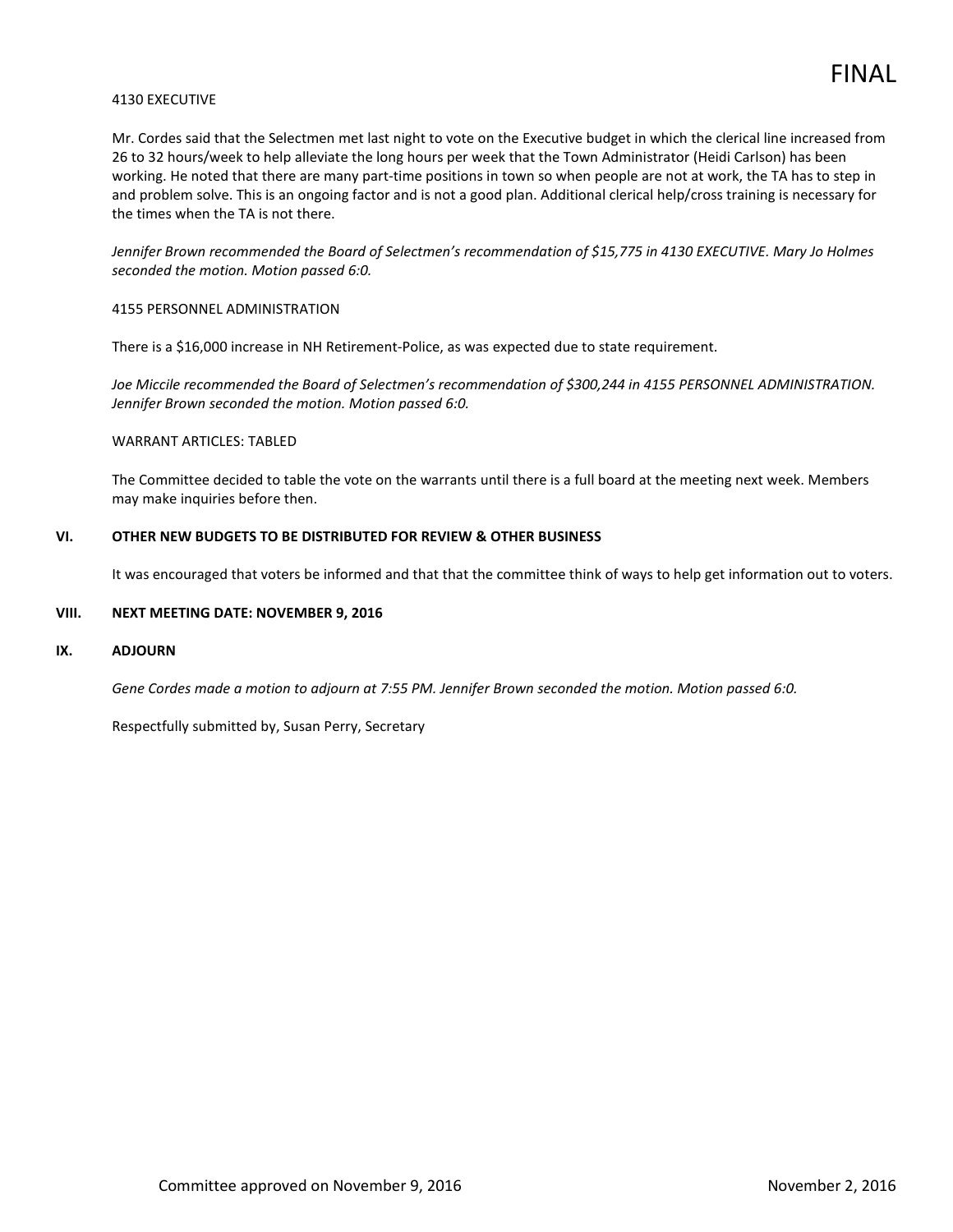FINAL

4130 EXECUTIVE

Mr. Cordes said that the Selectmen met last night to vote on the Executive budget in which the clerical line increased from 26 to 32 hours/week to help alleviate the long hours per week that the Town Administrator (Heidi Carlson) has been working. He noted that there are many part-time positions in town so when people are not at work, the TA has to step in and problem solve. This is an ongoing factor and is not a good plan. Additional clerical help/cross training is necessary for the times when the TA is not there.

*Jennifer Brown recommended the Board of Selectmen's recommendation of $15,775 in 4130 EXECUTIVE. Mary Jo Holmes seconded the motion. Motion passed 6:0.*

4155 PERSONNEL ADMINISTRATION

There is a $16,000 increase in NH Retirement-Police, as was expected due to state requirement.

*Joe Miccile recommended the Board of Selectmen's recommendation of $300,244 in 4155 PERSONNEL ADMINISTRATION. Jennifer Brown seconded the motion. Motion passed 6:0.*

WARRANT ARTICLES: TABLED

The Committee decided to table the vote on the warrants until there is a full board at the meeting next week. Members may make inquiries before then.

## VI. OTHER NEW BUDGETS TO BE DISTRIBUTED FOR REVIEW & OTHER BUSINESS

It was encouraged that voters be informed and that that the committee think of ways to help get information out to voters.

## VIII. NEXT MEETING DATE: NOVEMBER 9, 2016

## IX. ADJOURN

*Gene Cordes made a motion to adjourn at 7:55 PM. Jennifer Brown seconded the motion. Motion passed 6:0.*

Respectfully submitted by, Susan Perry, Secretary

Committee approved on November 9, 2016

November 2, 2016